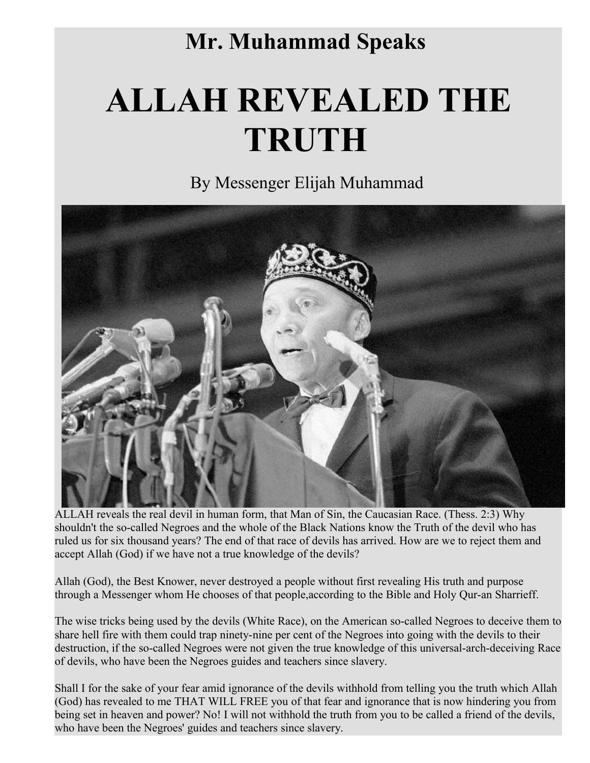# Mr. Muhammad Speaks

# ALLAH REVEALED THE TRUTH

By Messenger Elijah Muhammad

ALLAH reveals the real devil in human form, that Man of Sin, the Caucasian Race. (Thess. 2:3) Why shouldn't the so-called Negroes and the whole of the Black Nations know the Truth of the devil who has ruled us for six thousand years? The end of that race of devils has arrived. How are we to reject them and accept Allah (God) if we have not a true knowledge of the devils?

Allah (God), the Best Knower, never destroyed a people without first revealing His truth and purpose through a Messenger whom He chooses of that people,according to the Bible and Holy Qur-an Sharrieff.

The wise tricks being used by the devils (White Race), on the American so-called Negroes to deceive them to share hell fire with them could trap ninety-nine per cent of the Negroes into going with the devils to their destruction, if the so-called Negroes were not given the true knowledge of this universal-arch-deceiving Race of devils, who have been the Negroes guides and teachers since slavery.

Shall I for the sake of your fear amid ignorance of the devils withhold from telling you the truth which Allah (God) has revealed to me THAT WILL FREE you of that fear and ignorance that is now hindering you from being set in heaven and power? No! I will not withhold the truth from you to be called a friend of the devils, who have been the Negroes' guides and teachers since slavery.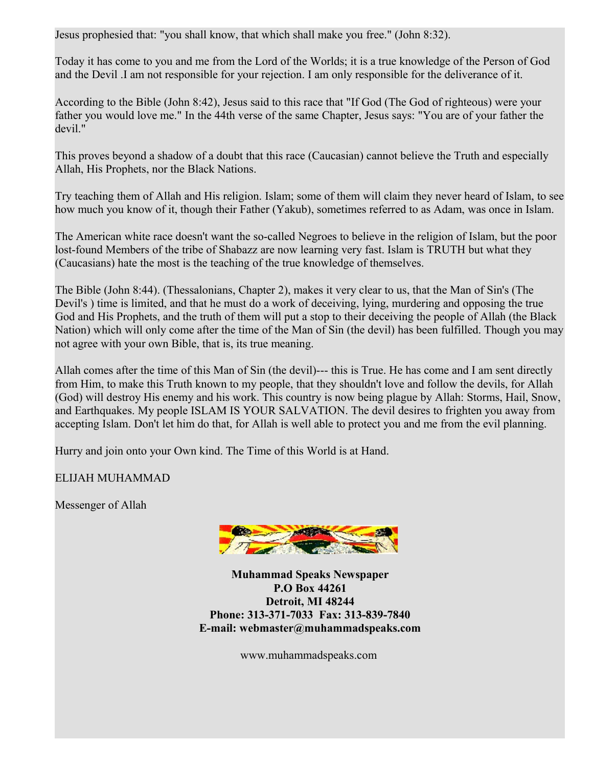Jesus prophesied that: "you shall know, that which shall make you free." (John 8:32).

Today it has come to you and me from the Lord of the Worlds; it is a true knowledge of the Person of God and the Devil .I am not responsible for your rejection. I am only responsible for the deliverance of it.

According to the Bible (John 8:42), Jesus said to this race that "If God (The God of righteous) were your father you would love me." In the 44th verse of the same Chapter, Jesus says: "You are of your father the devil."

This proves beyond a shadow of a doubt that this race (Caucasian) cannot believe the Truth and especially Allah, His Prophets, nor the Black Nations.

Try teaching them of Allah and His religion. Islam; some of them will claim they never heard of Islam, to see how much you know of it, though their Father (Yakub), sometimes referred to as Adam, was once in Islam.

The American white race doesn't want the so-called Negroes to believe in the religion of Islam, but the poor lost-found Members of the tribe of Shabazz are now learning very fast. Islam is TRUTH but what they (Caucasians) hate the most is the teaching of the true knowledge of themselves.

The Bible (John 8:44). (Thessalonians, Chapter 2), makes it very clear to us, that the Man of Sin's (The Devil's ) time is limited, and that he must do a work of deceiving, lying, murdering and opposing the true God and His Prophets, and the truth of them will put a stop to their deceiving the people of Allah (the Black Nation) which will only come after the time of the Man of Sin (the devil) has been fulfilled. Though you may not agree with your own Bible, that is, its true meaning.

Allah comes after the time of this Man of Sin (the devil)--- this is True. He has come and I am sent directly from Him, to make this Truth known to my people, that they shouldn't love and follow the devils, for Allah (God) will destroy His enemy and his work. This country is now being plague by Allah: Storms, Hail, Snow, and Earthquakes. My people ISLAM IS YOUR SALVATION. The devil desires to frighten you away from accepting Islam. Don't let him do that, for Allah is well able to protect you and me from the evil planning.

Hurry and join onto your Own kind. The Time of this World is at Hand.

ELIJAH MUHAMMAD

Messenger of Allah

**Muhammad Speaks Newspaper**
**P.O Box 44261**
**Detroit, MI 48244**
**Phone: 313-371-7033 Fax: 313-839-7840**
**E-mail: webmaster@muhammadspeaks.com**

www.muhammadspeaks.com